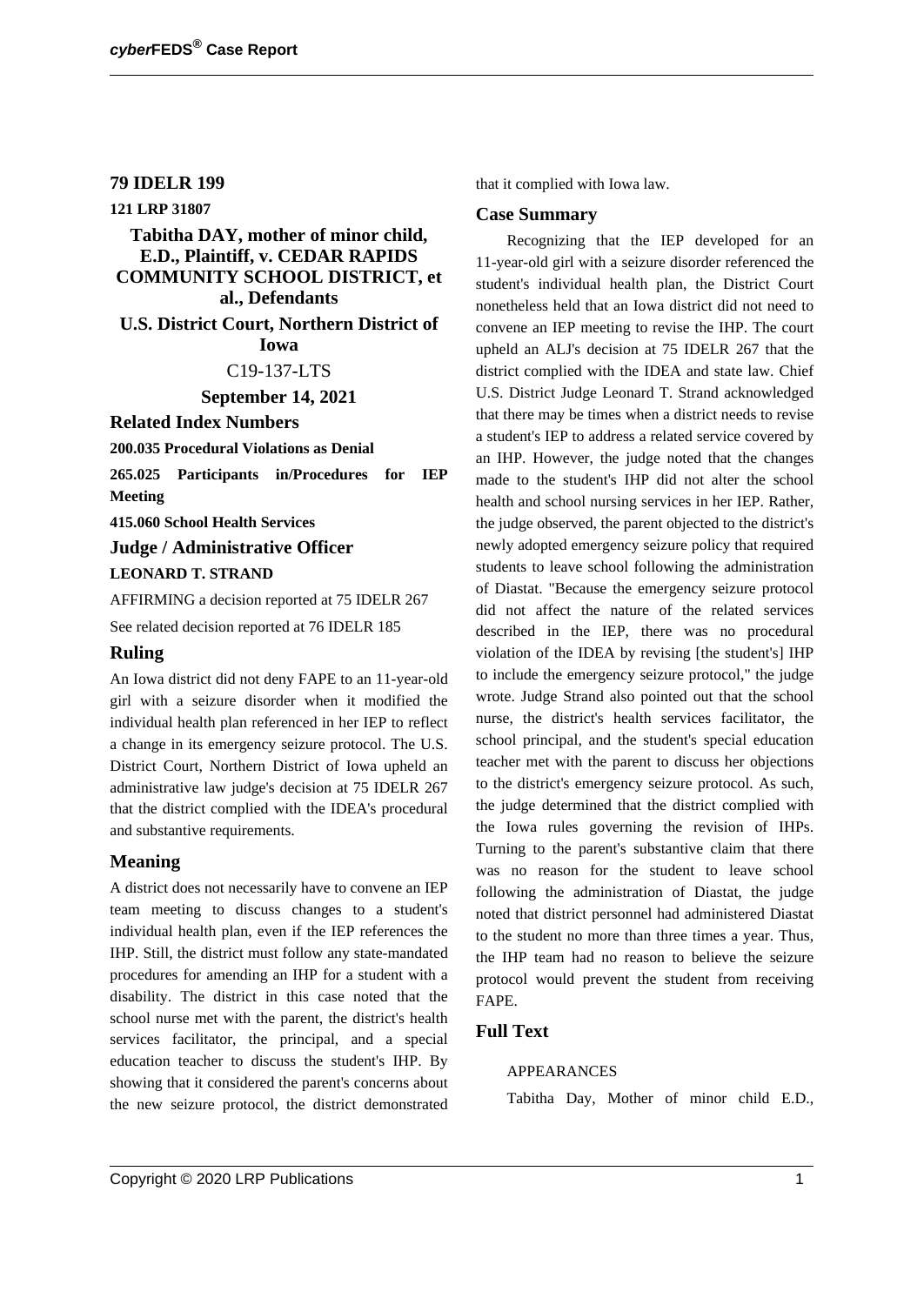**79 IDELR 199**

**121 LRP 31807**

**Tabitha DAY, mother of minor child, E.D., Plaintiff, v. CEDAR RAPIDS COMMUNITY SCHOOL DISTRICT, et al., Defendants**

**U.S. District Court, Northern District of Iowa**

C19-137-LTS

**September 14, 2021**

## Related Index Numbers

**200.035 Procedural Violations as Denial**

**265.025 Participants in/Procedures for IEP Meeting**

**415.060 School Health Services**

## Judge / Administrative Officer

**LEONARD T. STRAND**

AFFIRMING a decision reported at 75 IDELR 267

See related decision reported at 76 IDELR 185

## Ruling

An Iowa district did not deny FAPE to an 11-year-old girl with a seizure disorder when it modified the individual health plan referenced in her IEP to reflect a change in its emergency seizure protocol. The U.S. District Court, Northern District of Iowa upheld an administrative law judge's decision at 75 IDELR 267 that the district complied with the IDEA's procedural and substantive requirements.

## Meaning

A district does not necessarily have to convene an IEP team meeting to discuss changes to a student's individual health plan, even if the IEP references the IHP. Still, the district must follow any state-mandated procedures for amending an IHP for a student with a disability. The district in this case noted that the school nurse met with the parent, the district's health services facilitator, the principal, and a special education teacher to discuss the student's IHP. By showing that it considered the parent's concerns about the new seizure protocol, the district demonstrated that it complied with Iowa law.

## Case Summary

Recognizing that the IEP developed for an 11-year-old girl with a seizure disorder referenced the student's individual health plan, the District Court nonetheless held that an Iowa district did not need to convene an IEP meeting to revise the IHP. The court upheld an ALJ's decision at 75 IDELR 267 that the district complied with the IDEA and state law. Chief U.S. District Judge Leonard T. Strand acknowledged that there may be times when a district needs to revise a student's IEP to address a related service covered by an IHP. However, the judge noted that the changes made to the student's IHP did not alter the school health and school nursing services in her IEP. Rather, the judge observed, the parent objected to the district's newly adopted emergency seizure policy that required students to leave school following the administration of Diastat. "Because the emergency seizure protocol did not affect the nature of the related services described in the IEP, there was no procedural violation of the IDEA by revising [the student's] IHP to include the emergency seizure protocol," the judge wrote. Judge Strand also pointed out that the school nurse, the district's health services facilitator, the school principal, and the student's special education teacher met with the parent to discuss her objections to the district's emergency seizure protocol. As such, the judge determined that the district complied with the Iowa rules governing the revision of IHPs. Turning to the parent's substantive claim that there was no reason for the student to leave school following the administration of Diastat, the judge noted that district personnel had administered Diastat to the student no more than three times a year. Thus, the IHP team had no reason to believe the seizure protocol would prevent the student from receiving FAPE.

## Full Text

APPEARANCES

Tabitha Day, Mother of minor child E.D.,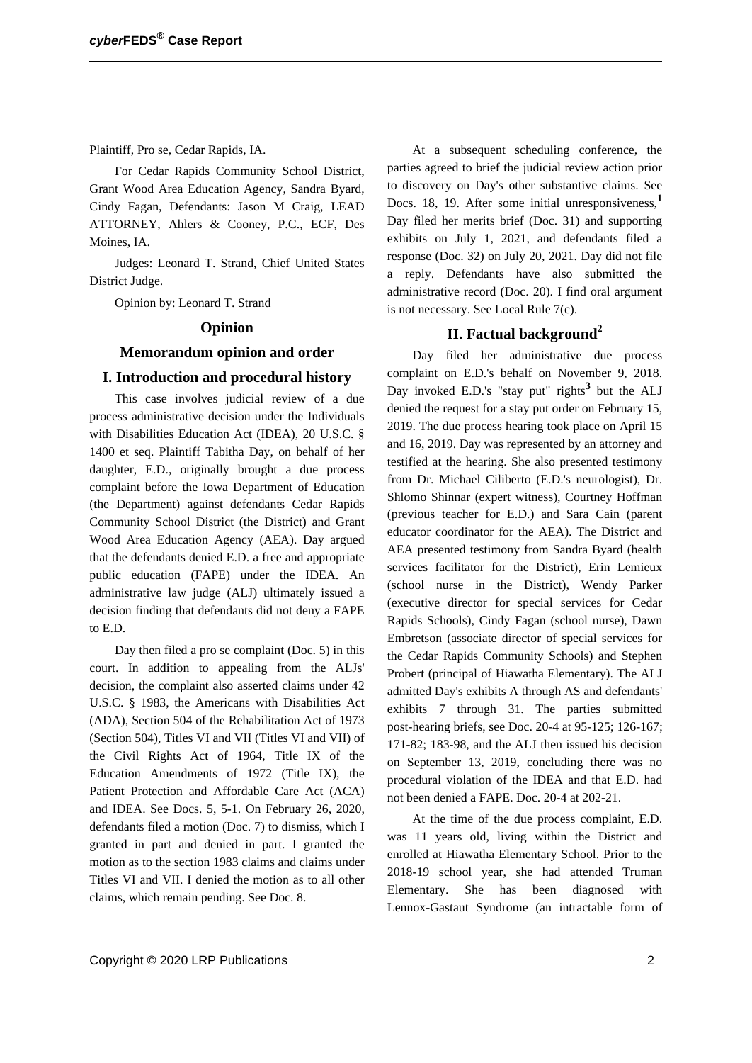Plaintiff, Pro se, Cedar Rapids, IA.

For Cedar Rapids Community School District, Grant Wood Area Education Agency, Sandra Byard, Cindy Fagan, Defendants: Jason M Craig, LEAD ATTORNEY, Ahlers & Cooney, P.C., ECF, Des Moines, IA.

Judges: Leonard T. Strand, Chief United States District Judge.

Opinion by: Leonard T. Strand

## Opinion

## Memorandum opinion and order

### I. Introduction and procedural history

This case involves judicial review of a due process administrative decision under the Individuals with Disabilities Education Act (IDEA), 20 U.S.C. § 1400 et seq. Plaintiff Tabitha Day, on behalf of her daughter, E.D., originally brought a due process complaint before the Iowa Department of Education (the Department) against defendants Cedar Rapids Community School District (the District) and Grant Wood Area Education Agency (AEA). Day argued that the defendants denied E.D. a free and appropriate public education (FAPE) under the IDEA. An administrative law judge (ALJ) ultimately issued a decision finding that defendants did not deny a FAPE to E.D.

Day then filed a pro se complaint (Doc. 5) in this court. In addition to appealing from the ALJs' decision, the complaint also asserted claims under 42 U.S.C. § 1983, the Americans with Disabilities Act (ADA), Section 504 of the Rehabilitation Act of 1973 (Section 504), Titles VI and VII (Titles VI and VII) of the Civil Rights Act of 1964, Title IX of the Education Amendments of 1972 (Title IX), the Patient Protection and Affordable Care Act (ACA) and IDEA. See Docs. 5, 5-1. On February 26, 2020, defendants filed a motion (Doc. 7) to dismiss, which I granted in part and denied in part. I granted the motion as to the section 1983 claims and claims under Titles VI and VII. I denied the motion as to all other claims, which remain pending. See Doc. 8.

At a subsequent scheduling conference, the parties agreed to brief the judicial review action prior to discovery on Day's other substantive claims. See Docs. 18, 19. After some initial unresponsiveness,[1] Day filed her merits brief (Doc. 31) and supporting exhibits on July 1, 2021, and defendants filed a response (Doc. 32) on July 20, 2021. Day did not file a reply. Defendants have also submitted the administrative record (Doc. 20). I find oral argument is not necessary. See Local Rule 7(c).

### II. Factual background[2]

Day filed her administrative due process complaint on E.D.'s behalf on November 9, 2018. Day invoked E.D.'s "stay put" rights[3] but the ALJ denied the request for a stay put order on February 15, 2019. The due process hearing took place on April 15 and 16, 2019. Day was represented by an attorney and testified at the hearing. She also presented testimony from Dr. Michael Ciliberto (E.D.'s neurologist), Dr. Shlomo Shinnar (expert witness), Courtney Hoffman (previous teacher for E.D.) and Sara Cain (parent educator coordinator for the AEA). The District and AEA presented testimony from Sandra Byard (health services facilitator for the District), Erin Lemieux (school nurse in the District), Wendy Parker (executive director for special services for Cedar Rapids Schools), Cindy Fagan (school nurse), Dawn Embretson (associate director of special services for the Cedar Rapids Community Schools) and Stephen Probert (principal of Hiawatha Elementary). The ALJ admitted Day's exhibits A through AS and defendants' exhibits 7 through 31. The parties submitted post-hearing briefs, see Doc. 20-4 at 95-125; 126-167; 171-82; 183-98, and the ALJ then issued his decision on September 13, 2019, concluding there was no procedural violation of the IDEA and that E.D. had not been denied a FAPE. Doc. 20-4 at 202-21.

At the time of the due process complaint, E.D. was 11 years old, living within the District and enrolled at Hiawatha Elementary School. Prior to the 2018-19 school year, she had attended Truman Elementary. She has been diagnosed with Lennox-Gastaut Syndrome (an intractable form of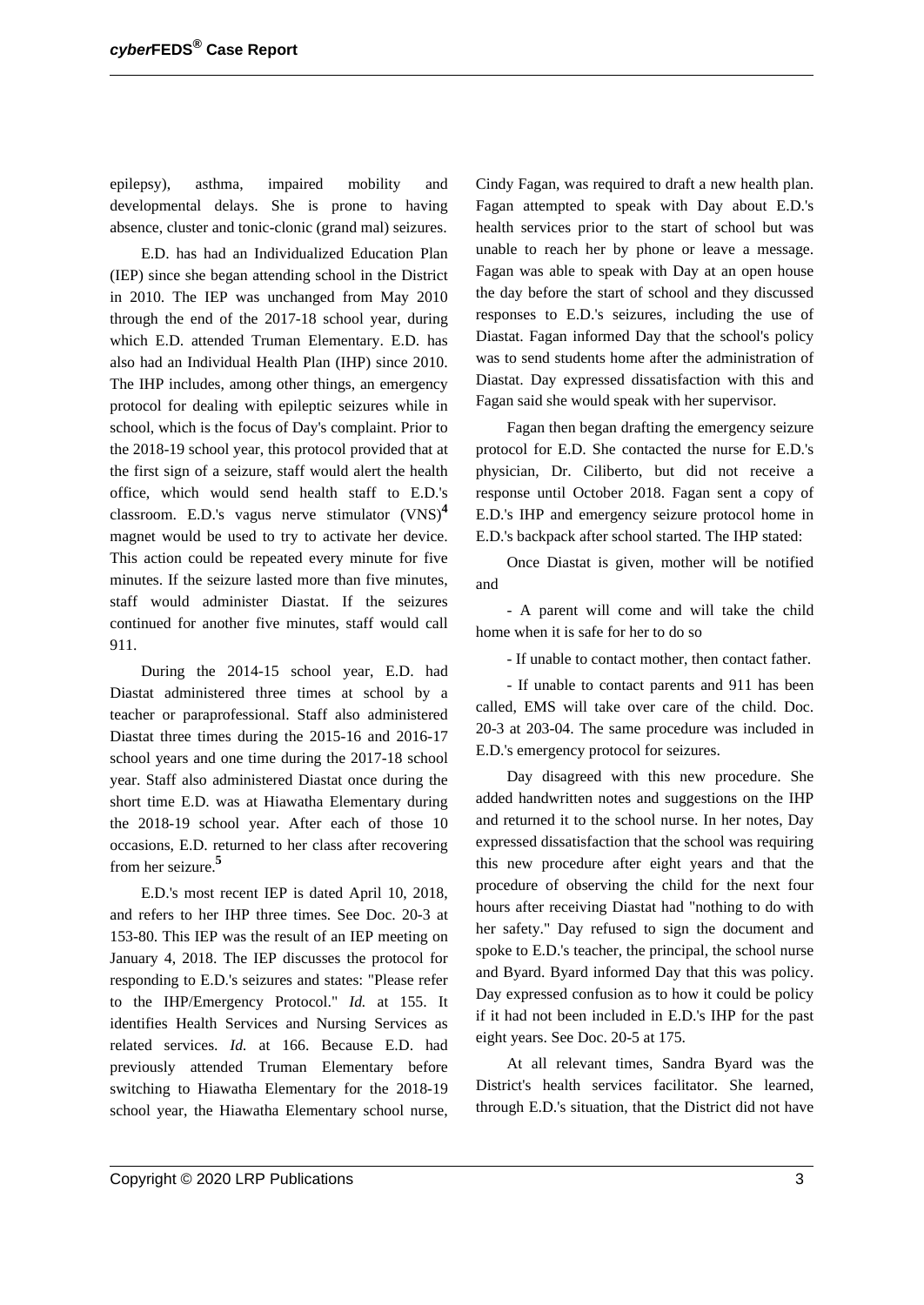epilepsy), asthma, impaired mobility and developmental delays. She is prone to having absence, cluster and tonic-clonic (grand mal) seizures.

E.D. has had an Individualized Education Plan (IEP) since she began attending school in the District in 2010. The IEP was unchanged from May 2010 through the end of the 2017-18 school year, during which E.D. attended Truman Elementary. E.D. has also had an Individual Health Plan (IHP) since 2010. The IHP includes, among other things, an emergency protocol for dealing with epileptic seizures while in school, which is the focus of Day's complaint. Prior to the 2018-19 school year, this protocol provided that at the first sign of a seizure, staff would alert the health office, which would send health staff to E.D.'s classroom. E.D.'s vagus nerve stimulator (VNS)[4] magnet would be used to try to activate her device. This action could be repeated every minute for five minutes. If the seizure lasted more than five minutes, staff would administer Diastat. If the seizures continued for another five minutes, staff would call 911.

During the 2014-15 school year, E.D. had Diastat administered three times at school by a teacher or paraprofessional. Staff also administered Diastat three times during the 2015-16 and 2016-17 school years and one time during the 2017-18 school year. Staff also administered Diastat once during the short time E.D. was at Hiawatha Elementary during the 2018-19 school year. After each of those 10 occasions, E.D. returned to her class after recovering from her seizure.[5]

E.D.'s most recent IEP is dated April 10, 2018, and refers to her IHP three times. See Doc. 20-3 at 153-80. This IEP was the result of an IEP meeting on January 4, 2018. The IEP discusses the protocol for responding to E.D.'s seizures and states: "Please refer to the IHP/Emergency Protocol." *Id.* at 155. It identifies Health Services and Nursing Services as related services. *Id.* at 166. Because E.D. had previously attended Truman Elementary before switching to Hiawatha Elementary for the 2018-19 school year, the Hiawatha Elementary school nurse, Cindy Fagan, was required to draft a new health plan. Fagan attempted to speak with Day about E.D.'s health services prior to the start of school but was unable to reach her by phone or leave a message. Fagan was able to speak with Day at an open house the day before the start of school and they discussed responses to E.D.'s seizures, including the use of Diastat. Fagan informed Day that the school's policy was to send students home after the administration of Diastat. Day expressed dissatisfaction with this and Fagan said she would speak with her supervisor.

Fagan then began drafting the emergency seizure protocol for E.D. She contacted the nurse for E.D.'s physician, Dr. Ciliberto, but did not receive a response until October 2018. Fagan sent a copy of E.D.'s IHP and emergency seizure protocol home in E.D.'s backpack after school started. The IHP stated:

Once Diastat is given, mother will be notified and

- A parent will come and will take the child home when it is safe for her to do so

- If unable to contact mother, then contact father.

- If unable to contact parents and 911 has been called, EMS will take over care of the child. Doc. 20-3 at 203-04. The same procedure was included in E.D.'s emergency protocol for seizures.

Day disagreed with this new procedure. She added handwritten notes and suggestions on the IHP and returned it to the school nurse. In her notes, Day expressed dissatisfaction that the school was requiring this new procedure after eight years and that the procedure of observing the child for the next four hours after receiving Diastat had "nothing to do with her safety." Day refused to sign the document and spoke to E.D.'s teacher, the principal, the school nurse and Byard. Byard informed Day that this was policy. Day expressed confusion as to how it could be policy if it had not been included in E.D.'s IHP for the past eight years. See Doc. 20-5 at 175.

At all relevant times, Sandra Byard was the District's health services facilitator. She learned, through E.D.'s situation, that the District did not have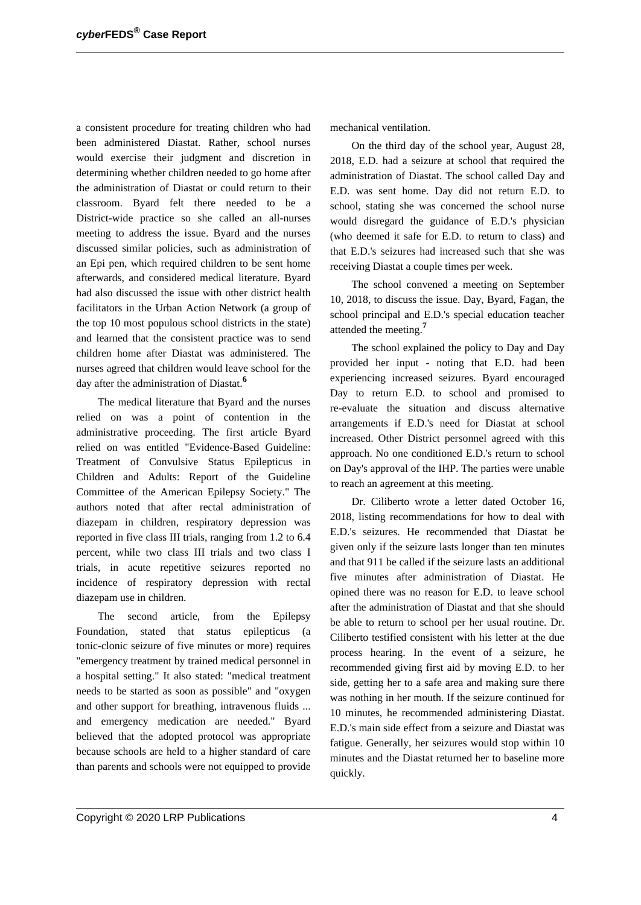a consistent procedure for treating children who had been administered Diastat. Rather, school nurses would exercise their judgment and discretion in determining whether children needed to go home after the administration of Diastat or could return to their classroom. Byard felt there needed to be a District-wide practice so she called an all-nurses meeting to address the issue. Byard and the nurses discussed similar policies, such as administration of an Epi pen, which required children to be sent home afterwards, and considered medical literature. Byard had also discussed the issue with other district health facilitators in the Urban Action Network (a group of the top 10 most populous school districts in the state) and learned that the consistent practice was to send children home after Diastat was administered. The nurses agreed that children would leave school for the day after the administration of Diastat.[6]

The medical literature that Byard and the nurses relied on was a point of contention in the administrative proceeding. The first article Byard relied on was entitled "Evidence-Based Guideline: Treatment of Convulsive Status Epilepticus in Children and Adults: Report of the Guideline Committee of the American Epilepsy Society." The authors noted that after rectal administration of diazepam in children, respiratory depression was reported in five class III trials, ranging from 1.2 to 6.4 percent, while two class III trials and two class I trials, in acute repetitive seizures reported no incidence of respiratory depression with rectal diazepam use in children.

The second article, from the Epilepsy Foundation, stated that status epilepticus (a tonic-clonic seizure of five minutes or more) requires "emergency treatment by trained medical personnel in a hospital setting." It also stated: "medical treatment needs to be started as soon as possible" and "oxygen and other support for breathing, intravenous fluids ... and emergency medication are needed." Byard believed that the adopted protocol was appropriate because schools are held to a higher standard of care than parents and schools were not equipped to provide mechanical ventilation.

On the third day of the school year, August 28, 2018, E.D. had a seizure at school that required the administration of Diastat. The school called Day and E.D. was sent home. Day did not return E.D. to school, stating she was concerned the school nurse would disregard the guidance of E.D.'s physician (who deemed it safe for E.D. to return to class) and that E.D.'s seizures had increased such that she was receiving Diastat a couple times per week.

The school convened a meeting on September 10, 2018, to discuss the issue. Day, Byard, Fagan, the school principal and E.D.'s special education teacher attended the meeting.[7]

The school explained the policy to Day and Day provided her input - noting that E.D. had been experiencing increased seizures. Byard encouraged Day to return E.D. to school and promised to re-evaluate the situation and discuss alternative arrangements if E.D.'s need for Diastat at school increased. Other District personnel agreed with this approach. No one conditioned E.D.'s return to school on Day's approval of the IHP. The parties were unable to reach an agreement at this meeting.

Dr. Ciliberto wrote a letter dated October 16, 2018, listing recommendations for how to deal with E.D.'s seizures. He recommended that Diastat be given only if the seizure lasts longer than ten minutes and that 911 be called if the seizure lasts an additional five minutes after administration of Diastat. He opined there was no reason for E.D. to leave school after the administration of Diastat and that she should be able to return to school per her usual routine. Dr. Ciliberto testified consistent with his letter at the due process hearing. In the event of a seizure, he recommended giving first aid by moving E.D. to her side, getting her to a safe area and making sure there was nothing in her mouth. If the seizure continued for 10 minutes, he recommended administering Diastat. E.D.'s main side effect from a seizure and Diastat was fatigue. Generally, her seizures would stop within 10 minutes and the Diastat returned her to baseline more quickly.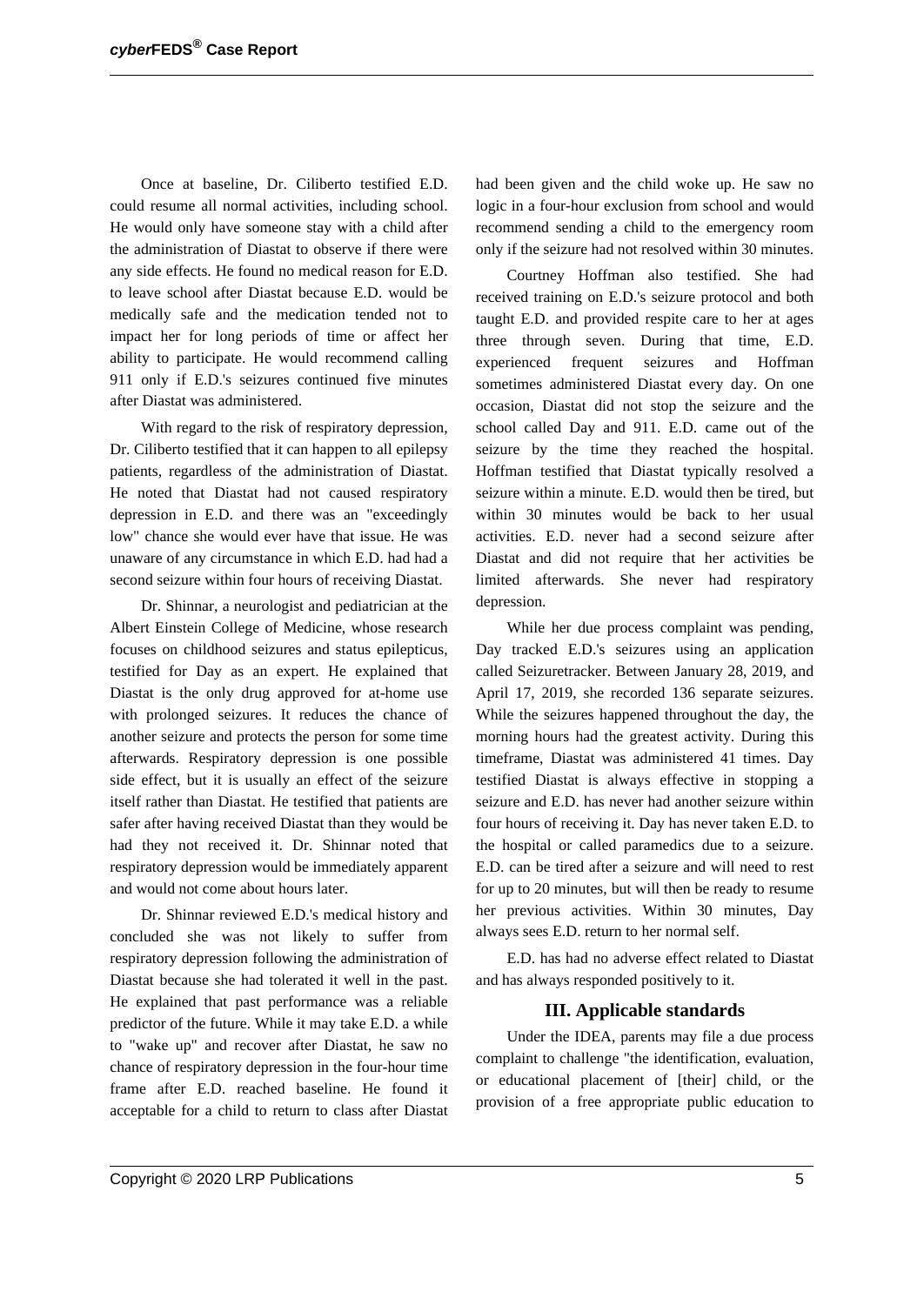Once at baseline, Dr. Ciliberto testified E.D. could resume all normal activities, including school. He would only have someone stay with a child after the administration of Diastat to observe if there were any side effects. He found no medical reason for E.D. to leave school after Diastat because E.D. would be medically safe and the medication tended not to impact her for long periods of time or affect her ability to participate. He would recommend calling 911 only if E.D.'s seizures continued five minutes after Diastat was administered.

With regard to the risk of respiratory depression, Dr. Ciliberto testified that it can happen to all epilepsy patients, regardless of the administration of Diastat. He noted that Diastat had not caused respiratory depression in E.D. and there was an "exceedingly low" chance she would ever have that issue. He was unaware of any circumstance in which E.D. had had a second seizure within four hours of receiving Diastat.

Dr. Shinnar, a neurologist and pediatrician at the Albert Einstein College of Medicine, whose research focuses on childhood seizures and status epilepticus, testified for Day as an expert. He explained that Diastat is the only drug approved for at-home use with prolonged seizures. It reduces the chance of another seizure and protects the person for some time afterwards. Respiratory depression is one possible side effect, but it is usually an effect of the seizure itself rather than Diastat. He testified that patients are safer after having received Diastat than they would be had they not received it. Dr. Shinnar noted that respiratory depression would be immediately apparent and would not come about hours later.

Dr. Shinnar reviewed E.D.'s medical history and concluded she was not likely to suffer from respiratory depression following the administration of Diastat because she had tolerated it well in the past. He explained that past performance was a reliable predictor of the future. While it may take E.D. a while to "wake up" and recover after Diastat, he saw no chance of respiratory depression in the four-hour time frame after E.D. reached baseline. He found it acceptable for a child to return to class after Diastat had been given and the child woke up. He saw no logic in a four-hour exclusion from school and would recommend sending a child to the emergency room only if the seizure had not resolved within 30 minutes.

Courtney Hoffman also testified. She had received training on E.D.'s seizure protocol and both taught E.D. and provided respite care to her at ages three through seven. During that time, E.D. experienced frequent seizures and Hoffman sometimes administered Diastat every day. On one occasion, Diastat did not stop the seizure and the school called Day and 911. E.D. came out of the seizure by the time they reached the hospital. Hoffman testified that Diastat typically resolved a seizure within a minute. E.D. would then be tired, but within 30 minutes would be back to her usual activities. E.D. never had a second seizure after Diastat and did not require that her activities be limited afterwards. She never had respiratory depression.

While her due process complaint was pending, Day tracked E.D.'s seizures using an application called Seizuretracker. Between January 28, 2019, and April 17, 2019, she recorded 136 separate seizures. While the seizures happened throughout the day, the morning hours had the greatest activity. During this timeframe, Diastat was administered 41 times. Day testified Diastat is always effective in stopping a seizure and E.D. has never had another seizure within four hours of receiving it. Day has never taken E.D. to the hospital or called paramedics due to a seizure. E.D. can be tired after a seizure and will need to rest for up to 20 minutes, but will then be ready to resume her previous activities. Within 30 minutes, Day always sees E.D. return to her normal self.

E.D. has had no adverse effect related to Diastat and has always responded positively to it.

## III. Applicable standards

Under the IDEA, parents may file a due process complaint to challenge "the identification, evaluation, or educational placement of [their] child, or the provision of a free appropriate public education to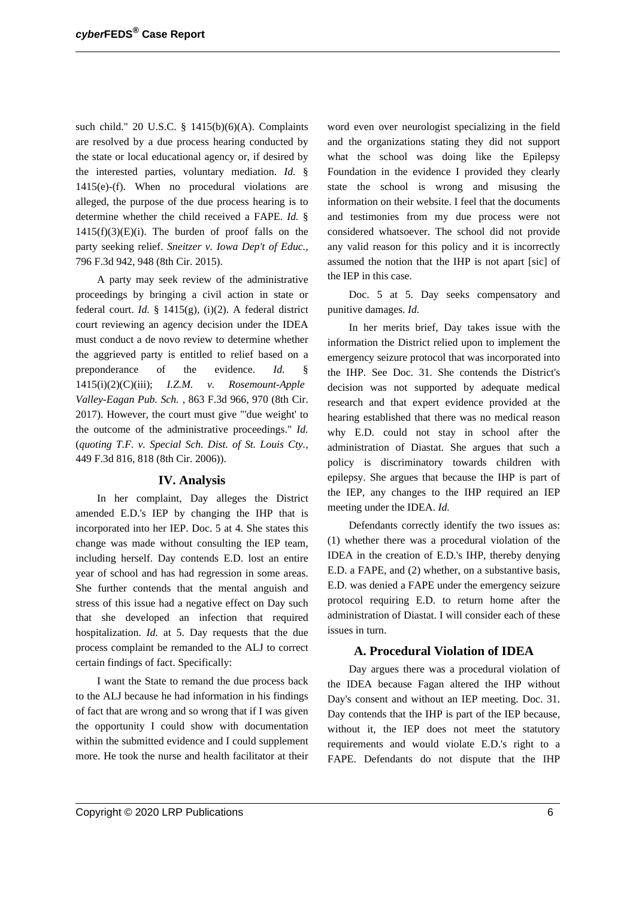such child." 20 U.S.C. § 1415(b)(6)(A). Complaints are resolved by a due process hearing conducted by the state or local educational agency or, if desired by the interested parties, voluntary mediation. *Id.* § 1415(e)-(f). When no procedural violations are alleged, the purpose of the due process hearing is to determine whether the child received a FAPE. *Id.* § 1415(f)(3)(E)(i). The burden of proof falls on the party seeking relief. *Sneitzer v. Iowa Dep't of Educ.*, 796 F.3d 942, 948 (8th Cir. 2015).

A party may seek review of the administrative proceedings by bringing a civil action in state or federal court. *Id.* § 1415(g), (i)(2). A federal district court reviewing an agency decision under the IDEA must conduct a de novo review to determine whether the aggrieved party is entitled to relief based on a preponderance of the evidence. *Id.* § 1415(i)(2)(C)(iii); *I.Z.M. v. Rosemount-Apple Valley-Eagan Pub. Sch.* , 863 F.3d 966, 970 (8th Cir. 2017). However, the court must give "'due weight' to the outcome of the administrative proceedings." *Id.* (*quoting T.F. v. Special Sch. Dist. of St. Louis Cty.,* 449 F.3d 816, 818 (8th Cir. 2006)).

## IV. Analysis

In her complaint, Day alleges the District amended E.D.'s IEP by changing the IHP that is incorporated into her IEP. Doc. 5 at 4. She states this change was made without consulting the IEP team, including herself. Day contends E.D. lost an entire year of school and has had regression in some areas. She further contends that the mental anguish and stress of this issue had a negative effect on Day such that she developed an infection that required hospitalization. *Id.* at 5. Day requests that the due process complaint be remanded to the ALJ to correct certain findings of fact. Specifically:

> I want the State to remand the due process back to the ALJ because he had information in his findings of fact that are wrong and so wrong that if I was given the opportunity I could show with documentation within the submitted evidence and I could supplement more. He took the nurse and health facilitator at their word even over neurologist specializing in the field and the organizations stating they did not support what the school was doing like the Epilepsy Foundation in the evidence I provided they clearly state the school is wrong and misusing the information on their website. I feel that the documents and testimonies from my due process were not considered whatsoever. The school did not provide any valid reason for this policy and it is incorrectly assumed the notion that the IHP is not apart [sic] of the IEP in this case.

Doc. 5 at 5. Day seeks compensatory and punitive damages. *Id.*

In her merits brief, Day takes issue with the information the District relied upon to implement the emergency seizure protocol that was incorporated into the IHP. See Doc. 31. She contends the District's decision was not supported by adequate medical research and that expert evidence provided at the hearing established that there was no medical reason why E.D. could not stay in school after the administration of Diastat. She argues that such a policy is discriminatory towards children with epilepsy. She argues that because the IHP is part of the IEP, any changes to the IHP required an IEP meeting under the IDEA. *Id.*

Defendants correctly identify the two issues as: (1) whether there was a procedural violation of the IDEA in the creation of E.D.'s IHP, thereby denying E.D. a FAPE, and (2) whether, on a substantive basis, E.D. was denied a FAPE under the emergency seizure protocol requiring E.D. to return home after the administration of Diastat. I will consider each of these issues in turn.

### A. Procedural Violation of IDEA

Day argues there was a procedural violation of the IDEA because Fagan altered the IHP without Day's consent and without an IEP meeting. Doc. 31. Day contends that the IHP is part of the IEP because, without it, the IEP does not meet the statutory requirements and would violate E.D.'s right to a FAPE. Defendants do not dispute that the IHP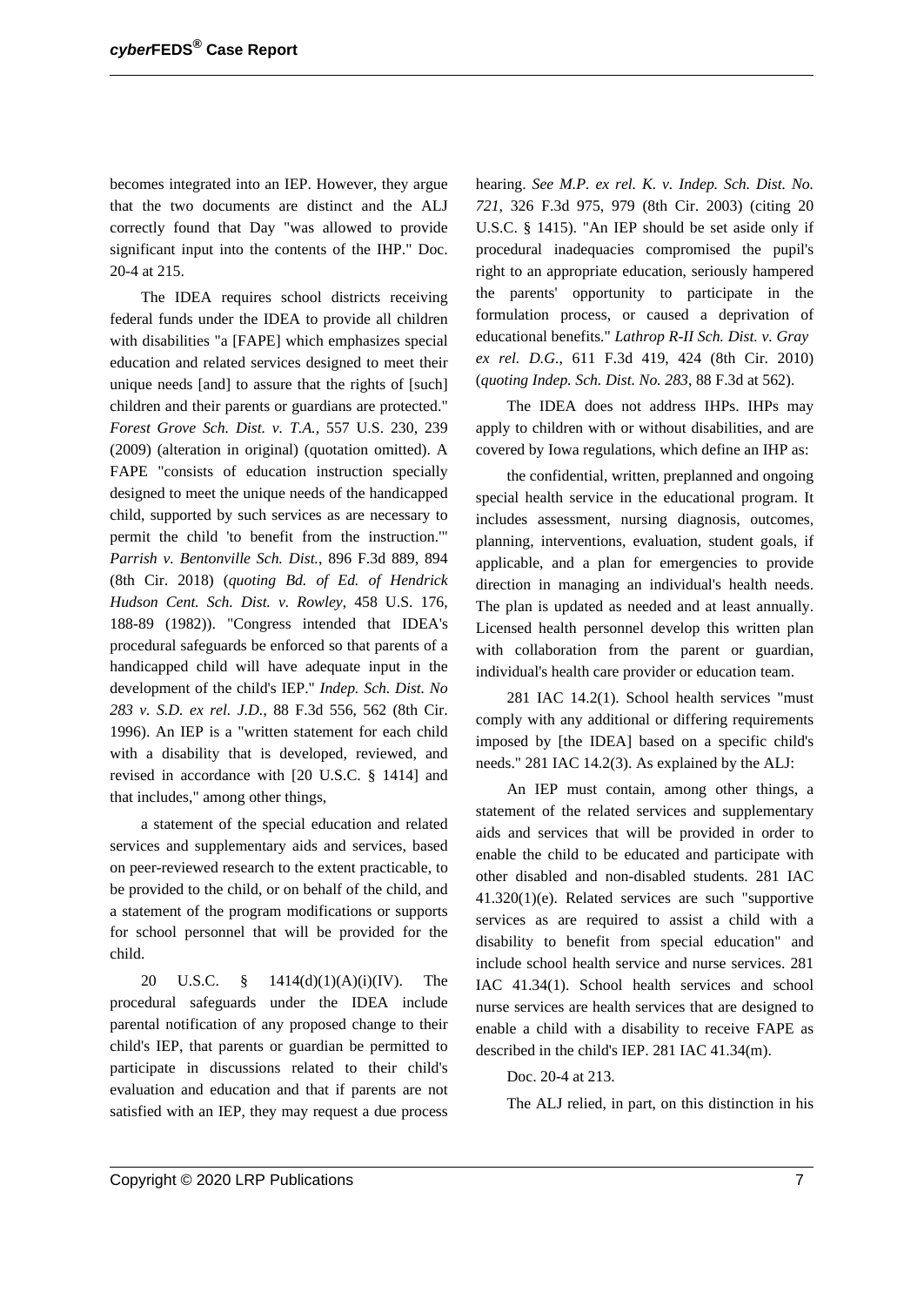becomes integrated into an IEP. However, they argue that the two documents are distinct and the ALJ correctly found that Day "was allowed to provide significant input into the contents of the IHP." Doc. 20-4 at 215.

The IDEA requires school districts receiving federal funds under the IDEA to provide all children with disabilities "a [FAPE] which emphasizes special education and related services designed to meet their unique needs [and] to assure that the rights of [such] children and their parents or guardians are protected." *Forest Grove Sch. Dist. v. T.A.*, 557 U.S. 230, 239 (2009) (alteration in original) (quotation omitted). A FAPE "consists of education instruction specially designed to meet the unique needs of the handicapped child, supported by such services as are necessary to permit the child 'to benefit from the instruction.'" *Parrish v. Bentonville Sch. Dist.*, 896 F.3d 889, 894 (8th Cir. 2018) (*quoting Bd. of Ed. of Hendrick Hudson Cent. Sch. Dist. v. Rowley*, 458 U.S. 176, 188-89 (1982)). "Congress intended that IDEA's procedural safeguards be enforced so that parents of a handicapped child will have adequate input in the development of the child's IEP." *Indep. Sch. Dist. No 283 v. S.D. ex rel. J.D.*, 88 F.3d 556, 562 (8th Cir. 1996). An IEP is a "written statement for each child with a disability that is developed, reviewed, and revised in accordance with [20 U.S.C. § 1414] and that includes," among other things,

> a statement of the special education and related services and supplementary aids and services, based on peer-reviewed research to the extent practicable, to be provided to the child, or on behalf of the child, and a statement of the program modifications or supports for school personnel that will be provided for the child.

20 U.S.C. § 1414(d)(1)(A)(i)(IV). The procedural safeguards under the IDEA include parental notification of any proposed change to their child's IEP, that parents or guardian be permitted to participate in discussions related to their child's evaluation and education and that if parents are not satisfied with an IEP, they may request a due process hearing. *See M.P. ex rel. K. v. Indep. Sch. Dist. No. 721*, 326 F.3d 975, 979 (8th Cir. 2003) (citing 20 U.S.C. § 1415). "An IEP should be set aside only if procedural inadequacies compromised the pupil's right to an appropriate education, seriously hampered the parents' opportunity to participate in the formulation process, or caused a deprivation of educational benefits." *Lathrop R-II Sch. Dist. v. Gray ex rel. D.G.*, 611 F.3d 419, 424 (8th Cir. 2010) (*quoting Indep. Sch. Dist. No. 283*, 88 F.3d at 562).

The IDEA does not address IHPs. IHPs may apply to children with or without disabilities, and are covered by Iowa regulations, which define an IHP as:

> the confidential, written, preplanned and ongoing special health service in the educational program. It includes assessment, nursing diagnosis, outcomes, planning, interventions, evaluation, student goals, if applicable, and a plan for emergencies to provide direction in managing an individual's health needs. The plan is updated as needed and at least annually. Licensed health personnel develop this written plan with collaboration from the parent or guardian, individual's health care provider or education team.

281 IAC 14.2(1). School health services "must comply with any additional or differing requirements imposed by [the IDEA] based on a specific child's needs." 281 IAC 14.2(3). As explained by the ALJ:

> An IEP must contain, among other things, a statement of the related services and supplementary aids and services that will be provided in order to enable the child to be educated and participate with other disabled and non-disabled students. 281 IAC 41.320(1)(e). Related services are such "supportive services as are required to assist a child with a disability to benefit from special education" and include school health service and nurse services. 281 IAC 41.34(1). School health services and school nurse services are health services that are designed to enable a child with a disability to receive FAPE as described in the child's IEP. 281 IAC 41.34(m).

Doc. 20-4 at 213.

The ALJ relied, in part, on this distinction in his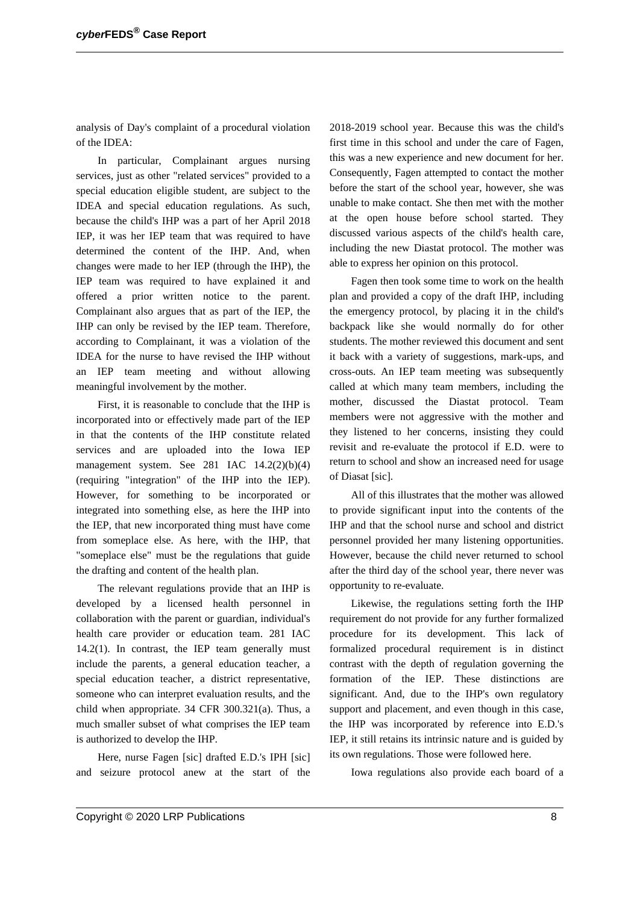analysis of Day's complaint of a procedural violation of the IDEA:

In particular, Complainant argues nursing services, just as other "related services" provided to a special education eligible student, are subject to the IDEA and special education regulations. As such, because the child's IHP was a part of her April 2018 IEP, it was her IEP team that was required to have determined the content of the IHP. And, when changes were made to her IEP (through the IHP), the IEP team was required to have explained it and offered a prior written notice to the parent. Complainant also argues that as part of the IEP, the IHP can only be revised by the IEP team. Therefore, according to Complainant, it was a violation of the IDEA for the nurse to have revised the IHP without an IEP team meeting and without allowing meaningful involvement by the mother.

First, it is reasonable to conclude that the IHP is incorporated into or effectively made part of the IEP in that the contents of the IHP constitute related services and are uploaded into the Iowa IEP management system. See 281 IAC 14.2(2)(b)(4) (requiring "integration" of the IHP into the IEP). However, for something to be incorporated or integrated into something else, as here the IHP into the IEP, that new incorporated thing must have come from someplace else. As here, with the IHP, that "someplace else" must be the regulations that guide the drafting and content of the health plan.

The relevant regulations provide that an IHP is developed by a licensed health personnel in collaboration with the parent or guardian, individual's health care provider or education team. 281 IAC 14.2(1). In contrast, the IEP team generally must include the parents, a general education teacher, a special education teacher, a district representative, someone who can interpret evaluation results, and the child when appropriate. 34 CFR 300.321(a). Thus, a much smaller subset of what comprises the IEP team is authorized to develop the IHP.

Here, nurse Fagen [sic] drafted E.D.'s IPH [sic] and seizure protocol anew at the start of the 2018-2019 school year. Because this was the child's first time in this school and under the care of Fagen, this was a new experience and new document for her. Consequently, Fagen attempted to contact the mother before the start of the school year, however, she was unable to make contact. She then met with the mother at the open house before school started. They discussed various aspects of the child's health care, including the new Diastat protocol. The mother was able to express her opinion on this protocol.

Fagen then took some time to work on the health plan and provided a copy of the draft IHP, including the emergency protocol, by placing it in the child's backpack like she would normally do for other students. The mother reviewed this document and sent it back with a variety of suggestions, mark-ups, and cross-outs. An IEP team meeting was subsequently called at which many team members, including the mother, discussed the Diastat protocol. Team members were not aggressive with the mother and they listened to her concerns, insisting they could revisit and re-evaluate the protocol if E.D. were to return to school and show an increased need for usage of Diasat [sic].

All of this illustrates that the mother was allowed to provide significant input into the contents of the IHP and that the school nurse and school and district personnel provided her many listening opportunities. However, because the child never returned to school after the third day of the school year, there never was opportunity to re-evaluate.

Likewise, the regulations setting forth the IHP requirement do not provide for any further formalized procedure for its development. This lack of formalized procedural requirement is in distinct contrast with the depth of regulation governing the formation of the IEP. These distinctions are significant. And, due to the IHP's own regulatory support and placement, and even though in this case, the IHP was incorporated by reference into E.D.'s IEP, it still retains its intrinsic nature and is guided by its own regulations. Those were followed here.

Iowa regulations also provide each board of a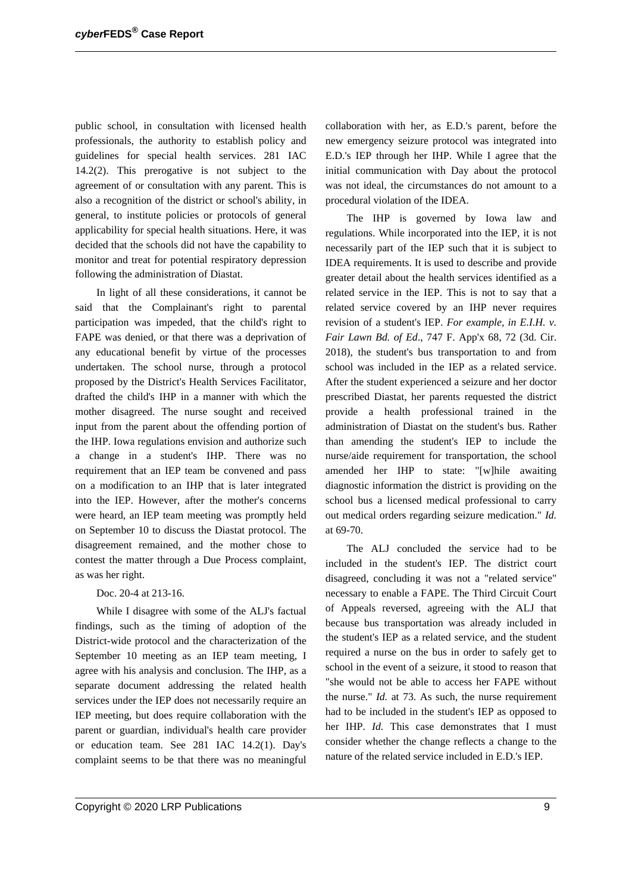public school, in consultation with licensed health professionals, the authority to establish policy and guidelines for special health services. 281 IAC 14.2(2). This prerogative is not subject to the agreement of or consultation with any parent. This is also a recognition of the district or school's ability, in general, to institute policies or protocols of general applicability for special health situations. Here, it was decided that the schools did not have the capability to monitor and treat for potential respiratory depression following the administration of Diastat.

In light of all these considerations, it cannot be said that the Complainant's right to parental participation was impeded, that the child's right to FAPE was denied, or that there was a deprivation of any educational benefit by virtue of the processes undertaken. The school nurse, through a protocol proposed by the District's Health Services Facilitator, drafted the child's IHP in a manner with which the mother disagreed. The nurse sought and received input from the parent about the offending portion of the IHP. Iowa regulations envision and authorize such a change in a student's IHP. There was no requirement that an IEP team be convened and pass on a modification to an IHP that is later integrated into the IEP. However, after the mother's concerns were heard, an IEP team meeting was promptly held on September 10 to discuss the Diastat protocol. The disagreement remained, and the mother chose to contest the matter through a Due Process complaint, as was her right.

Doc. 20-4 at 213-16.

While I disagree with some of the ALJ's factual findings, such as the timing of adoption of the District-wide protocol and the characterization of the September 10 meeting as an IEP team meeting, I agree with his analysis and conclusion. The IHP, as a separate document addressing the related health services under the IEP does not necessarily require an IEP meeting, but does require collaboration with the parent or guardian, individual's health care provider or education team. See 281 IAC 14.2(1). Day's complaint seems to be that there was no meaningful collaboration with her, as E.D.'s parent, before the new emergency seizure protocol was integrated into E.D.'s IEP through her IHP. While I agree that the initial communication with Day about the protocol was not ideal, the circumstances do not amount to a procedural violation of the IDEA.

The IHP is governed by Iowa law and regulations. While incorporated into the IEP, it is not necessarily part of the IEP such that it is subject to IDEA requirements. It is used to describe and provide greater detail about the health services identified as a related service in the IEP. This is not to say that a related service covered by an IHP never requires revision of a student's IEP. *For example, in E.I.H. v. Fair Lawn Bd. of Ed*., 747 F. App'x 68, 72 (3d. Cir. 2018), the student's bus transportation to and from school was included in the IEP as a related service. After the student experienced a seizure and her doctor prescribed Diastat, her parents requested the district provide a health professional trained in the administration of Diastat on the student's bus. Rather than amending the student's IEP to include the nurse/aide requirement for transportation, the school amended her IHP to state: "[w]hile awaiting diagnostic information the district is providing on the school bus a licensed medical professional to carry out medical orders regarding seizure medication." *Id.* at 69-70.

The ALJ concluded the service had to be included in the student's IEP. The district court disagreed, concluding it was not a "related service" necessary to enable a FAPE. The Third Circuit Court of Appeals reversed, agreeing with the ALJ that because bus transportation was already included in the student's IEP as a related service, and the student required a nurse on the bus in order to safely get to school in the event of a seizure, it stood to reason that "she would not be able to access her FAPE without the nurse." *Id.* at 73. As such, the nurse requirement had to be included in the student's IEP as opposed to her IHP. *Id.* This case demonstrates that I must consider whether the change reflects a change to the nature of the related service included in E.D.'s IEP.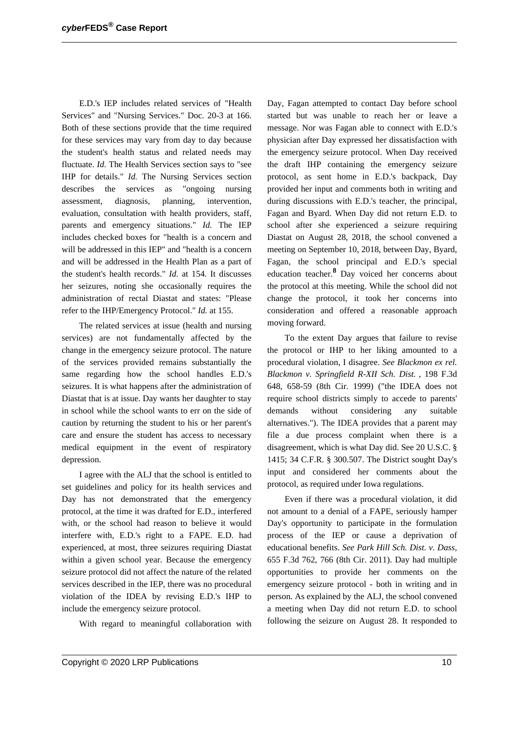E.D.'s IEP includes related services of "Health Services" and "Nursing Services." Doc. 20-3 at 166. Both of these sections provide that the time required for these services may vary from day to day because the student's health status and related needs may fluctuate. *Id.* The Health Services section says to "see IHP for details." *Id.* The Nursing Services section describes the services as "ongoing nursing assessment, diagnosis, planning, intervention, evaluation, consultation with health providers, staff, parents and emergency situations." *Id.* The IEP includes checked boxes for "health is a concern and will be addressed in this IEP" and "health is a concern and will be addressed in the Health Plan as a part of the student's health records." *Id.* at 154. It discusses her seizures, noting she occasionally requires the administration of rectal Diastat and states: "Please refer to the IHP/Emergency Protocol." *Id.* at 155.

The related services at issue (health and nursing services) are not fundamentally affected by the change in the emergency seizure protocol. The nature of the services provided remains substantially the same regarding how the school handles E.D.'s seizures. It is what happens after the administration of Diastat that is at issue. Day wants her daughter to stay in school while the school wants to err on the side of caution by returning the student to his or her parent's care and ensure the student has access to necessary medical equipment in the event of respiratory depression.

I agree with the ALJ that the school is entitled to set guidelines and policy for its health services and Day has not demonstrated that the emergency protocol, at the time it was drafted for E.D., interfered with, or the school had reason to believe it would interfere with, E.D.'s right to a FAPE. E.D. had experienced, at most, three seizures requiring Diastat within a given school year. Because the emergency seizure protocol did not affect the nature of the related services described in the IEP, there was no procedural violation of the IDEA by revising E.D.'s IHP to include the emergency seizure protocol.

With regard to meaningful collaboration with Day, Fagan attempted to contact Day before school started but was unable to reach her or leave a message. Nor was Fagan able to connect with E.D.'s physician after Day expressed her dissatisfaction with the emergency seizure protocol. When Day received the draft IHP containing the emergency seizure protocol, as sent home in E.D.'s backpack, Day provided her input and comments both in writing and during discussions with E.D.'s teacher, the principal, Fagan and Byard. When Day did not return E.D. to school after she experienced a seizure requiring Diastat on August 28, 2018, the school convened a meeting on September 10, 2018, between Day, Byard, Fagan, the school principal and E.D.'s special education teacher.[8] Day voiced her concerns about the protocol at this meeting. While the school did not change the protocol, it took her concerns into consideration and offered a reasonable approach moving forward.

To the extent Day argues that failure to revise the protocol or IHP to her liking amounted to a procedural violation, I disagree. *See Blackmon ex rel. Blackmon v. Springfield R-XII Sch. Dist.* , 198 F.3d 648, 658-59 (8th Cir. 1999) ("the IDEA does not require school districts simply to accede to parents' demands without considering any suitable alternatives."). The IDEA provides that a parent may file a due process complaint when there is a disagreement, which is what Day did. See 20 U.S.C. § 1415; 34 C.F.R. § 300.507. The District sought Day's input and considered her comments about the protocol, as required under Iowa regulations.

Even if there was a procedural violation, it did not amount to a denial of a FAPE, seriously hamper Day's opportunity to participate in the formulation process of the IEP or cause a deprivation of educational benefits. *See Park Hill Sch. Dist. v. Dass,* 655 F.3d 762, 766 (8th Cir. 2011). Day had multiple opportunities to provide her comments on the emergency seizure protocol - both in writing and in person. As explained by the ALJ, the school convened a meeting when Day did not return E.D. to school following the seizure on August 28. It responded to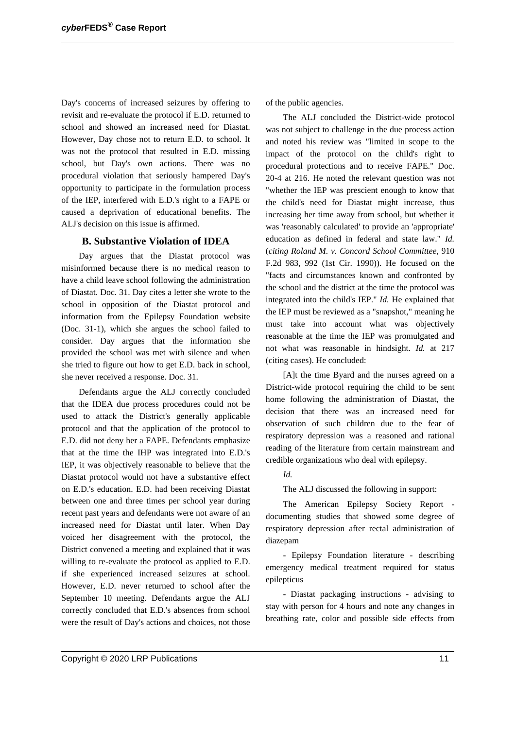Day's concerns of increased seizures by offering to revisit and re-evaluate the protocol if E.D. returned to school and showed an increased need for Diastat. However, Day chose not to return E.D. to school. It was not the protocol that resulted in E.D. missing school, but Day's own actions. There was no procedural violation that seriously hampered Day's opportunity to participate in the formulation process of the IEP, interfered with E.D.'s right to a FAPE or caused a deprivation of educational benefits. The ALJ's decision on this issue is affirmed.

### B. Substantive Violation of IDEA

Day argues that the Diastat protocol was misinformed because there is no medical reason to have a child leave school following the administration of Diastat. Doc. 31. Day cites a letter she wrote to the school in opposition of the Diastat protocol and information from the Epilepsy Foundation website (Doc. 31-1), which she argues the school failed to consider. Day argues that the information she provided the school was met with silence and when she tried to figure out how to get E.D. back in school, she never received a response. Doc. 31.

Defendants argue the ALJ correctly concluded that the IDEA due process procedures could not be used to attack the District's generally applicable protocol and that the application of the protocol to E.D. did not deny her a FAPE. Defendants emphasize that at the time the IHP was integrated into E.D.'s IEP, it was objectively reasonable to believe that the Diastat protocol would not have a substantive effect on E.D.'s education. E.D. had been receiving Diastat between one and three times per school year during recent past years and defendants were not aware of an increased need for Diastat until later. When Day voiced her disagreement with the protocol, the District convened a meeting and explained that it was willing to re-evaluate the protocol as applied to E.D. if she experienced increased seizures at school. However, E.D. never returned to school after the September 10 meeting. Defendants argue the ALJ correctly concluded that E.D.'s absences from school were the result of Day's actions and choices, not those of the public agencies.

The ALJ concluded the District-wide protocol was not subject to challenge in the due process action and noted his review was "limited in scope to the impact of the protocol on the child's right to procedural protections and to receive FAPE." Doc. 20-4 at 216. He noted the relevant question was not "whether the IEP was prescient enough to know that the child's need for Diastat might increase, thus increasing her time away from school, but whether it was 'reasonably calculated' to provide an 'appropriate' education as defined in federal and state law." *Id.* (*citing Roland M. v. Concord School Committee*, 910 F.2d 983, 992 (1st Cir. 1990)). He focused on the "facts and circumstances known and confronted by the school and the district at the time the protocol was integrated into the child's IEP." *Id.* He explained that the IEP must be reviewed as a "snapshot," meaning he must take into account what was objectively reasonable at the time the IEP was promulgated and not what was reasonable in hindsight. *Id.* at 217 (citing cases). He concluded:

[A]t the time Byard and the nurses agreed on a District-wide protocol requiring the child to be sent home following the administration of Diastat, the decision that there was an increased need for observation of such children due to the fear of respiratory depression was a reasoned and rational reading of the literature from certain mainstream and credible organizations who deal with epilepsy.

*Id.*

The ALJ discussed the following in support:

The American Epilepsy Society Report - documenting studies that showed some degree of respiratory depression after rectal administration of diazepam

- Epilepsy Foundation literature - describing emergency medical treatment required for status epilepticus

- Diastat packaging instructions - advising to stay with person for 4 hours and note any changes in breathing rate, color and possible side effects from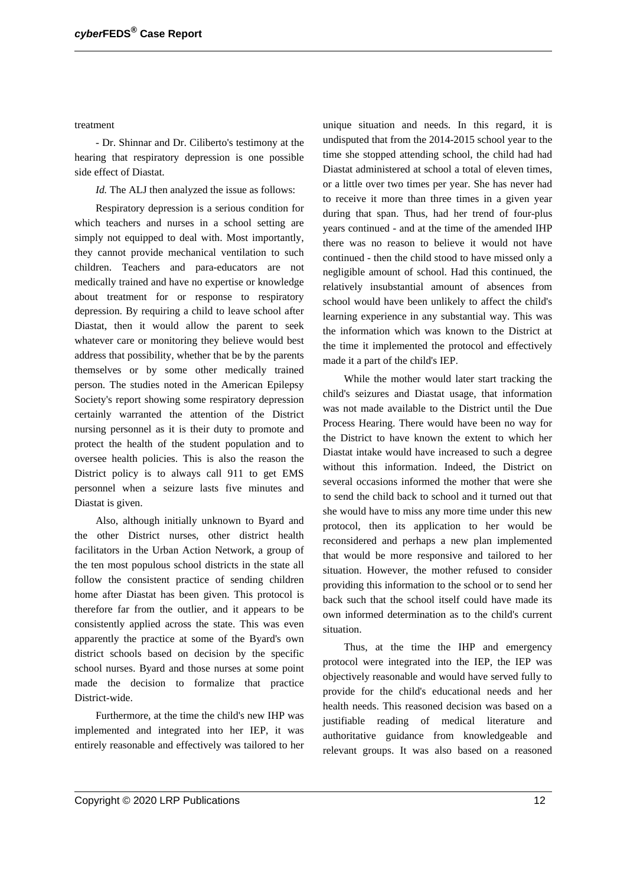treatment

- Dr. Shinnar and Dr. Ciliberto's testimony at the hearing that respiratory depression is one possible side effect of Diastat.

*Id.* The ALJ then analyzed the issue as follows:

Respiratory depression is a serious condition for which teachers and nurses in a school setting are simply not equipped to deal with. Most importantly, they cannot provide mechanical ventilation to such children. Teachers and para-educators are not medically trained and have no expertise or knowledge about treatment for or response to respiratory depression. By requiring a child to leave school after Diastat, then it would allow the parent to seek whatever care or monitoring they believe would best address that possibility, whether that be by the parents themselves or by some other medically trained person. The studies noted in the American Epilepsy Society's report showing some respiratory depression certainly warranted the attention of the District nursing personnel as it is their duty to promote and protect the health of the student population and to oversee health policies. This is also the reason the District policy is to always call 911 to get EMS personnel when a seizure lasts five minutes and Diastat is given.

Also, although initially unknown to Byard and the other District nurses, other district health facilitators in the Urban Action Network, a group of the ten most populous school districts in the state all follow the consistent practice of sending children home after Diastat has been given. This protocol is therefore far from the outlier, and it appears to be consistently applied across the state. This was even apparently the practice at some of the Byard's own district schools based on decision by the specific school nurses. Byard and those nurses at some point made the decision to formalize that practice District-wide.

Furthermore, at the time the child's new IHP was implemented and integrated into her IEP, it was entirely reasonable and effectively was tailored to her unique situation and needs. In this regard, it is undisputed that from the 2014-2015 school year to the time she stopped attending school, the child had had Diastat administered at school a total of eleven times, or a little over two times per year. She has never had to receive it more than three times in a given year during that span. Thus, had her trend of four-plus years continued - and at the time of the amended IHP there was no reason to believe it would not have continued - then the child stood to have missed only a negligible amount of school. Had this continued, the relatively insubstantial amount of absences from school would have been unlikely to affect the child's learning experience in any substantial way. This was the information which was known to the District at the time it implemented the protocol and effectively made it a part of the child's IEP.

While the mother would later start tracking the child's seizures and Diastat usage, that information was not made available to the District until the Due Process Hearing. There would have been no way for the District to have known the extent to which her Diastat intake would have increased to such a degree without this information. Indeed, the District on several occasions informed the mother that were she to send the child back to school and it turned out that she would have to miss any more time under this new protocol, then its application to her would be reconsidered and perhaps a new plan implemented that would be more responsive and tailored to her situation. However, the mother refused to consider providing this information to the school or to send her back such that the school itself could have made its own informed determination as to the child's current situation.

Thus, at the time the IHP and emergency protocol were integrated into the IEP, the IEP was objectively reasonable and would have served fully to provide for the child's educational needs and her health needs. This reasoned decision was based on a justifiable reading of medical literature and authoritative guidance from knowledgeable and relevant groups. It was also based on a reasoned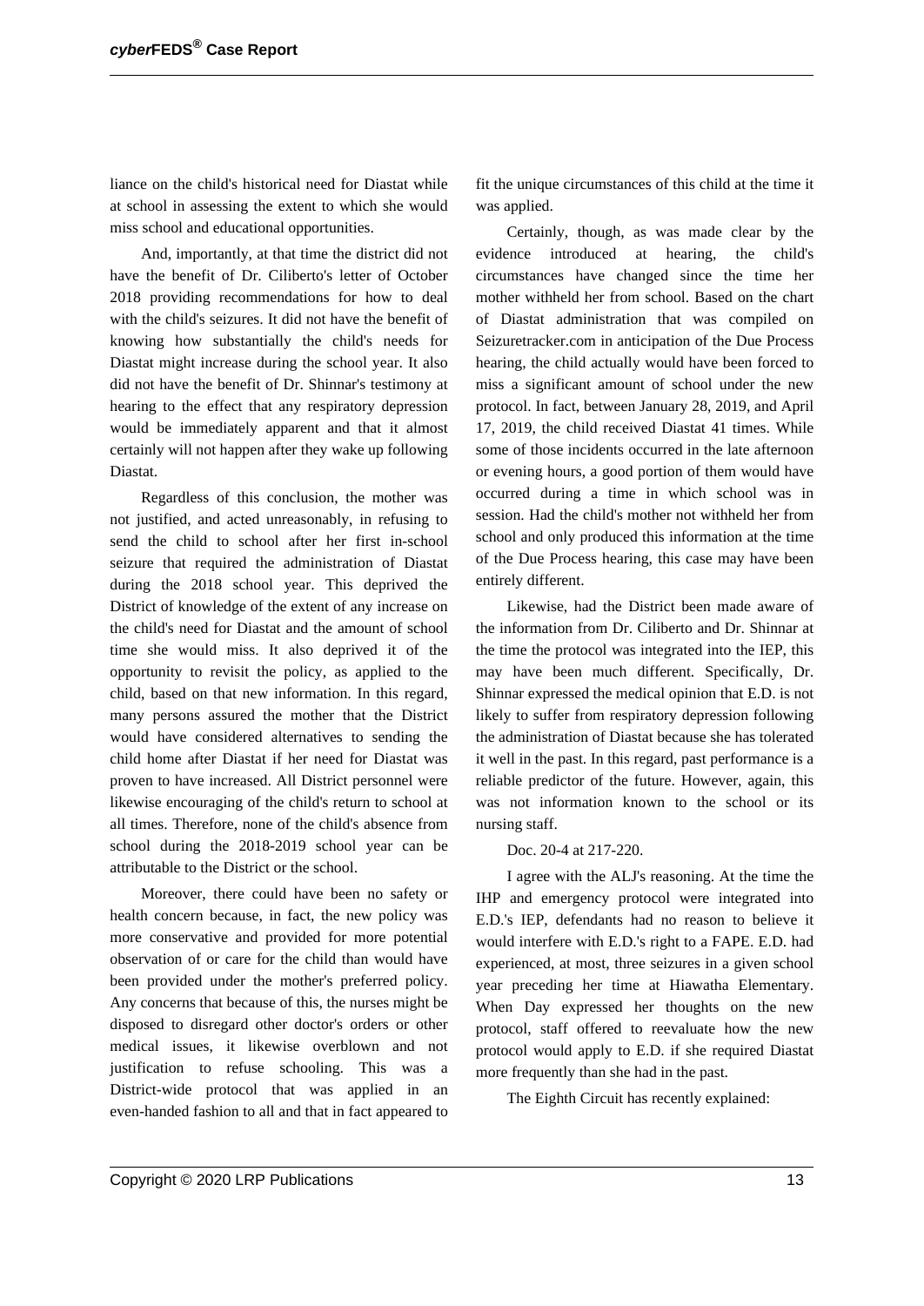liance on the child's historical need for Diastat while at school in assessing the extent to which she would miss school and educational opportunities.

And, importantly, at that time the district did not have the benefit of Dr. Ciliberto's letter of October 2018 providing recommendations for how to deal with the child's seizures. It did not have the benefit of knowing how substantially the child's needs for Diastat might increase during the school year. It also did not have the benefit of Dr. Shinnar's testimony at hearing to the effect that any respiratory depression would be immediately apparent and that it almost certainly will not happen after they wake up following Diastat.

Regardless of this conclusion, the mother was not justified, and acted unreasonably, in refusing to send the child to school after her first in-school seizure that required the administration of Diastat during the 2018 school year. This deprived the District of knowledge of the extent of any increase on the child's need for Diastat and the amount of school time she would miss. It also deprived it of the opportunity to revisit the policy, as applied to the child, based on that new information. In this regard, many persons assured the mother that the District would have considered alternatives to sending the child home after Diastat if her need for Diastat was proven to have increased. All District personnel were likewise encouraging of the child's return to school at all times. Therefore, none of the child's absence from school during the 2018-2019 school year can be attributable to the District or the school.

Moreover, there could have been no safety or health concern because, in fact, the new policy was more conservative and provided for more potential observation of or care for the child than would have been provided under the mother's preferred policy. Any concerns that because of this, the nurses might be disposed to disregard other doctor's orders or other medical issues, it likewise overblown and not justification to refuse schooling. This was a District-wide protocol that was applied in an even-handed fashion to all and that in fact appeared to fit the unique circumstances of this child at the time it was applied.

Certainly, though, as was made clear by the evidence introduced at hearing, the child's circumstances have changed since the time her mother withheld her from school. Based on the chart of Diastat administration that was compiled on Seizuretracker.com in anticipation of the Due Process hearing, the child actually would have been forced to miss a significant amount of school under the new protocol. In fact, between January 28, 2019, and April 17, 2019, the child received Diastat 41 times. While some of those incidents occurred in the late afternoon or evening hours, a good portion of them would have occurred during a time in which school was in session. Had the child's mother not withheld her from school and only produced this information at the time of the Due Process hearing, this case may have been entirely different.

Likewise, had the District been made aware of the information from Dr. Ciliberto and Dr. Shinnar at the time the protocol was integrated into the IEP, this may have been much different. Specifically, Dr. Shinnar expressed the medical opinion that E.D. is not likely to suffer from respiratory depression following the administration of Diastat because she has tolerated it well in the past. In this regard, past performance is a reliable predictor of the future. However, again, this was not information known to the school or its nursing staff.

Doc. 20-4 at 217-220.

I agree with the ALJ's reasoning. At the time the IHP and emergency protocol were integrated into E.D.'s IEP, defendants had no reason to believe it would interfere with E.D.'s right to a FAPE. E.D. had experienced, at most, three seizures in a given school year preceding her time at Hiawatha Elementary. When Day expressed her thoughts on the new protocol, staff offered to reevaluate how the new protocol would apply to E.D. if she required Diastat more frequently than she had in the past.

The Eighth Circuit has recently explained: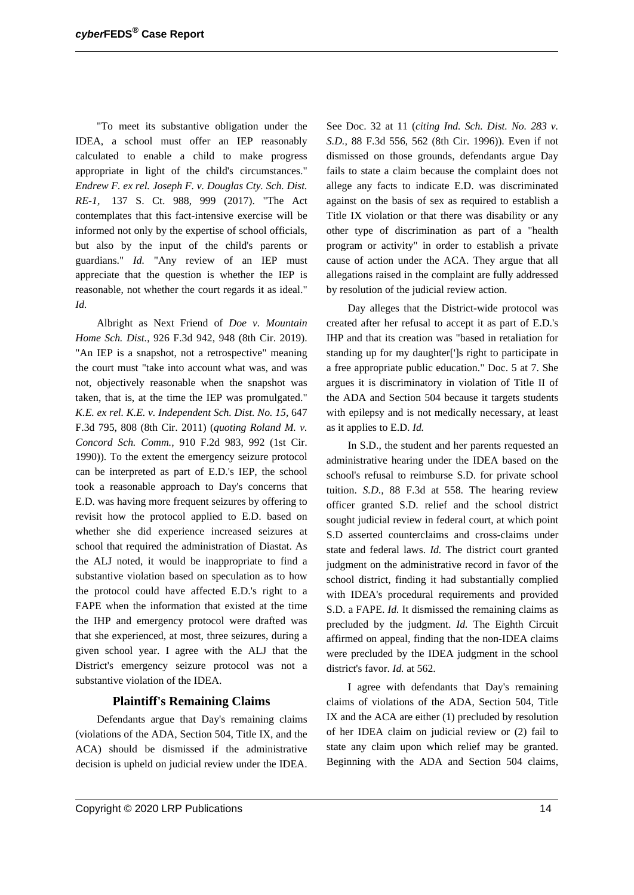"To meet its substantive obligation under the IDEA, a school must offer an IEP reasonably calculated to enable a child to make progress appropriate in light of the child's circumstances." *Endrew F. ex rel. Joseph F. v. Douglas Cty. Sch. Dist. RE-1,* 137 S. Ct. 988, 999 (2017). "The Act contemplates that this fact-intensive exercise will be informed not only by the expertise of school officials, but also by the input of the child's parents or guardians." *Id.* "Any review of an IEP must appreciate that the question is whether the IEP is reasonable, not whether the court regards it as ideal." *Id.*

Albright as Next Friend of *Doe v. Mountain Home Sch. Dist.*, 926 F.3d 942, 948 (8th Cir. 2019). "An IEP is a snapshot, not a retrospective" meaning the court must "take into account what was, and was not, objectively reasonable when the snapshot was taken, that is, at the time the IEP was promulgated." *K.E. ex rel. K.E. v. Independent Sch. Dist. No. 15,* 647 F.3d 795, 808 (8th Cir. 2011) (*quoting Roland M. v. Concord Sch. Comm.,* 910 F.2d 983, 992 (1st Cir. 1990)). To the extent the emergency seizure protocol can be interpreted as part of E.D.'s IEP, the school took a reasonable approach to Day's concerns that E.D. was having more frequent seizures by offering to revisit how the protocol applied to E.D. based on whether she did experience increased seizures at school that required the administration of Diastat. As the ALJ noted, it would be inappropriate to find a substantive violation based on speculation as to how the protocol could have affected E.D.'s right to a FAPE when the information that existed at the time the IHP and emergency protocol were drafted was that she experienced, at most, three seizures, during a given school year. I agree with the ALJ that the District's emergency seizure protocol was not a substantive violation of the IDEA.

## Plaintiff's Remaining Claims

Defendants argue that Day's remaining claims (violations of the ADA, Section 504, Title IX, and the ACA) should be dismissed if the administrative decision is upheld on judicial review under the IDEA. See Doc. 32 at 11 (*citing Ind. Sch. Dist. No. 283 v. S.D.,* 88 F.3d 556, 562 (8th Cir. 1996)). Even if not dismissed on those grounds, defendants argue Day fails to state a claim because the complaint does not allege any facts to indicate E.D. was discriminated against on the basis of sex as required to establish a Title IX violation or that there was disability or any other type of discrimination as part of a "health program or activity" in order to establish a private cause of action under the ACA. They argue that all allegations raised in the complaint are fully addressed by resolution of the judicial review action.

Day alleges that the District-wide protocol was created after her refusal to accept it as part of E.D.'s IHP and that its creation was "based in retaliation for standing up for my daughter[']s right to participate in a free appropriate public education." Doc. 5 at 7. She argues it is discriminatory in violation of Title II of the ADA and Section 504 because it targets students with epilepsy and is not medically necessary, at least as it applies to E.D. *Id.*

In S.D., the student and her parents requested an administrative hearing under the IDEA based on the school's refusal to reimburse S.D. for private school tuition. *S.D.,* 88 F.3d at 558. The hearing review officer granted S.D. relief and the school district sought judicial review in federal court, at which point S.D asserted counterclaims and cross-claims under state and federal laws. *Id.* The district court granted judgment on the administrative record in favor of the school district, finding it had substantially complied with IDEA's procedural requirements and provided S.D. a FAPE. *Id.* It dismissed the remaining claims as precluded by the judgment. *Id.* The Eighth Circuit affirmed on appeal, finding that the non-IDEA claims were precluded by the IDEA judgment in the school district's favor. *Id.* at 562.

I agree with defendants that Day's remaining claims of violations of the ADA, Section 504, Title IX and the ACA are either (1) precluded by resolution of her IDEA claim on judicial review or (2) fail to state any claim upon which relief may be granted. Beginning with the ADA and Section 504 claims,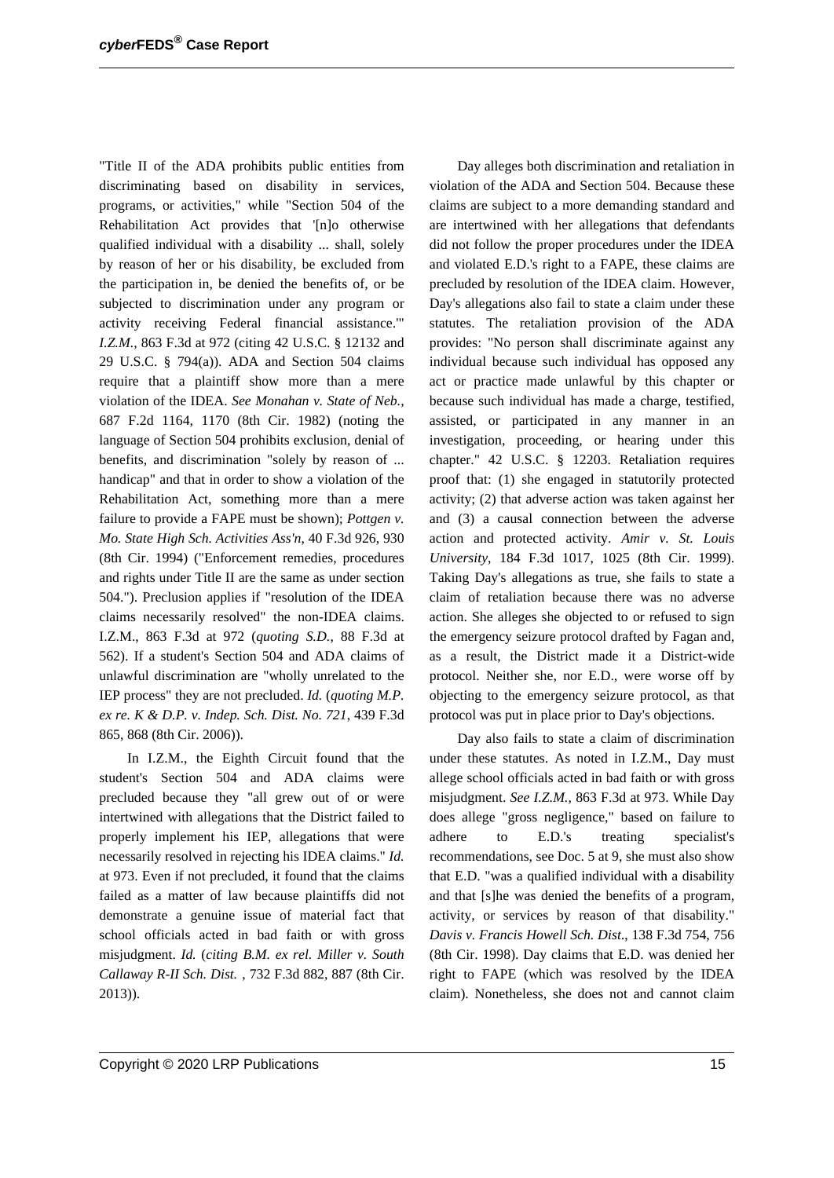"Title II of the ADA prohibits public entities from discriminating based on disability in services, programs, or activities," while "Section 504 of the Rehabilitation Act provides that '[n]o otherwise qualified individual with a disability ... shall, solely by reason of her or his disability, be excluded from the participation in, be denied the benefits of, or be subjected to discrimination under any program or activity receiving Federal financial assistance.'" *I.Z.M.,* 863 F.3d at 972 (citing 42 U.S.C. § 12132 and 29 U.S.C. § 794(a)). ADA and Section 504 claims require that a plaintiff show more than a mere violation of the IDEA. *See Monahan v. State of Neb.,* 687 F.2d 1164, 1170 (8th Cir. 1982) (noting the language of Section 504 prohibits exclusion, denial of benefits, and discrimination "solely by reason of ... handicap" and that in order to show a violation of the Rehabilitation Act, something more than a mere failure to provide a FAPE must be shown); *Pottgen v. Mo. State High Sch. Activities Ass'n*, 40 F.3d 926, 930 (8th Cir. 1994) ("Enforcement remedies, procedures and rights under Title II are the same as under section 504."). Preclusion applies if "resolution of the IDEA claims necessarily resolved" the non-IDEA claims. I.Z.M., 863 F.3d at 972 (*quoting S.D.,* 88 F.3d at 562). If a student's Section 504 and ADA claims of unlawful discrimination are "wholly unrelated to the IEP process" they are not precluded. *Id.* (*quoting M.P. ex re. K & D.P. v. Indep. Sch. Dist. No. 721*, 439 F.3d 865, 868 (8th Cir. 2006)).

In I.Z.M., the Eighth Circuit found that the student's Section 504 and ADA claims were precluded because they "all grew out of or were intertwined with allegations that the District failed to properly implement his IEP, allegations that were necessarily resolved in rejecting his IDEA claims." *Id.* at 973. Even if not precluded, it found that the claims failed as a matter of law because plaintiffs did not demonstrate a genuine issue of material fact that school officials acted in bad faith or with gross misjudgment. *Id.* (*citing B.M. ex rel. Miller v. South Callaway R-II Sch. Dist.* , 732 F.3d 882, 887 (8th Cir. 2013)).

Day alleges both discrimination and retaliation in violation of the ADA and Section 504. Because these claims are subject to a more demanding standard and are intertwined with her allegations that defendants did not follow the proper procedures under the IDEA and violated E.D.'s right to a FAPE, these claims are precluded by resolution of the IDEA claim. However, Day's allegations also fail to state a claim under these statutes. The retaliation provision of the ADA provides: "No person shall discriminate against any individual because such individual has opposed any act or practice made unlawful by this chapter or because such individual has made a charge, testified, assisted, or participated in any manner in an investigation, proceeding, or hearing under this chapter." 42 U.S.C. § 12203. Retaliation requires proof that: (1) she engaged in statutorily protected activity; (2) that adverse action was taken against her and (3) a causal connection between the adverse action and protected activity. *Amir v. St. Louis University,* 184 F.3d 1017, 1025 (8th Cir. 1999). Taking Day's allegations as true, she fails to state a claim of retaliation because there was no adverse action. She alleges she objected to or refused to sign the emergency seizure protocol drafted by Fagan and, as a result, the District made it a District-wide protocol. Neither she, nor E.D., were worse off by objecting to the emergency seizure protocol, as that protocol was put in place prior to Day's objections.

Day also fails to state a claim of discrimination under these statutes. As noted in I.Z.M., Day must allege school officials acted in bad faith or with gross misjudgment. *See I.Z.M.*, 863 F.3d at 973. While Day does allege "gross negligence," based on failure to adhere to E.D.'s treating specialist's recommendations, see Doc. 5 at 9, she must also show that E.D. "was a qualified individual with a disability and that [s]he was denied the benefits of a program, activity, or services by reason of that disability." *Davis v. Francis Howell Sch. Dist*., 138 F.3d 754, 756 (8th Cir. 1998). Day claims that E.D. was denied her right to FAPE (which was resolved by the IDEA claim). Nonetheless, she does not and cannot claim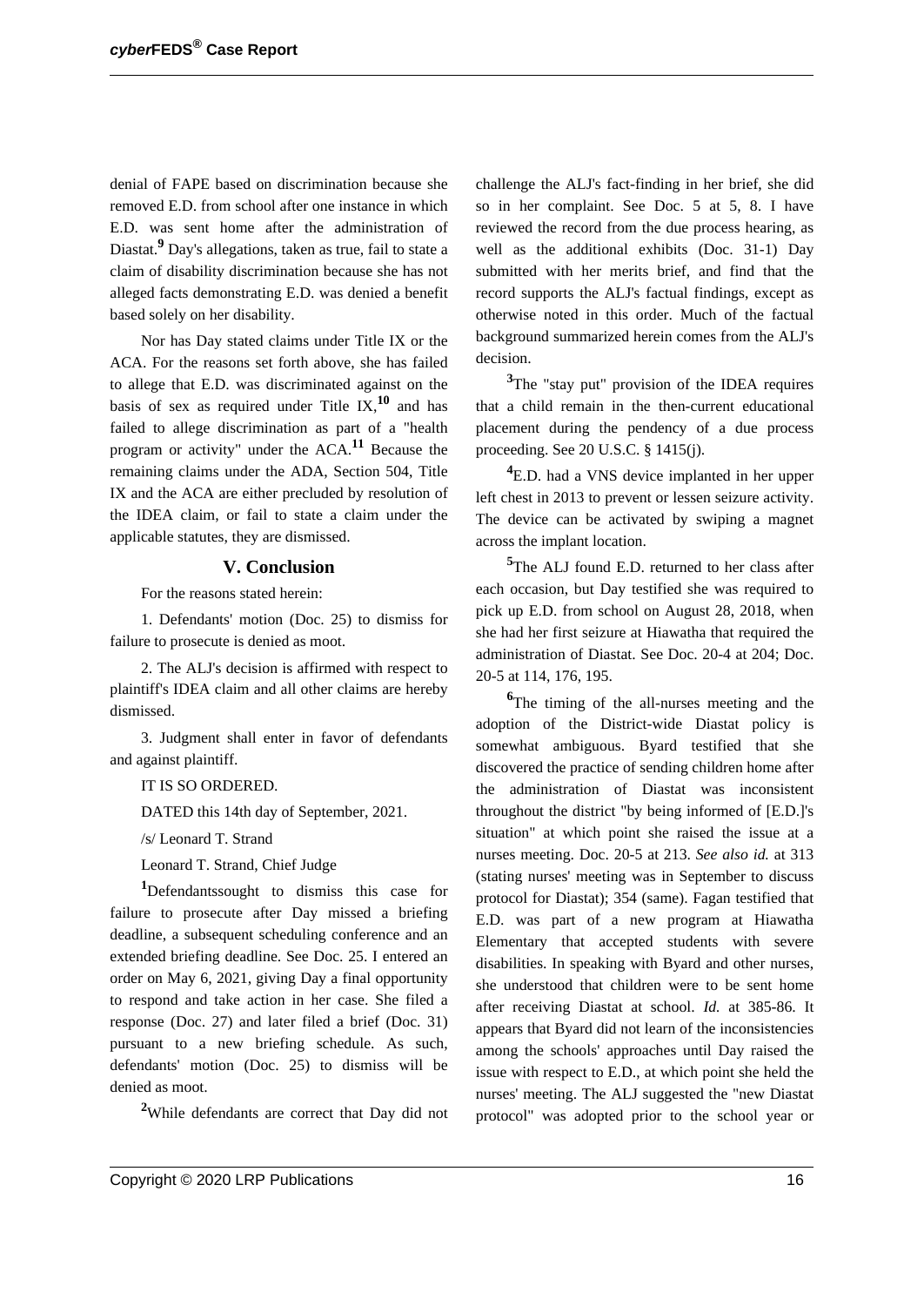denial of FAPE based on discrimination because she removed E.D. from school after one instance in which E.D. was sent home after the administration of Diastat.[9] Day's allegations, taken as true, fail to state a claim of disability discrimination because she has not alleged facts demonstrating E.D. was denied a benefit based solely on her disability.

Nor has Day stated claims under Title IX or the ACA. For the reasons set forth above, she has failed to allege that E.D. was discriminated against on the basis of sex as required under Title IX,[10] and has failed to allege discrimination as part of a "health program or activity" under the ACA.[11] Because the remaining claims under the ADA, Section 504, Title IX and the ACA are either precluded by resolution of the IDEA claim, or fail to state a claim under the applicable statutes, they are dismissed.

## V. Conclusion

For the reasons stated herein:

1. Defendants' motion (Doc. 25) to dismiss for failure to prosecute is denied as moot.

2. The ALJ's decision is affirmed with respect to plaintiff's IDEA claim and all other claims are hereby dismissed.

3. Judgment shall enter in favor of defendants and against plaintiff.

IT IS SO ORDERED.

DATED this 14th day of September, 2021.

/s/ Leonard T. Strand

Leonard T. Strand, Chief Judge

[1]Defendantssought to dismiss this case for failure to prosecute after Day missed a briefing deadline, a subsequent scheduling conference and an extended briefing deadline. See Doc. 25. I entered an order on May 6, 2021, giving Day a final opportunity to respond and take action in her case. She filed a response (Doc. 27) and later filed a brief (Doc. 31) pursuant to a new briefing schedule. As such, defendants' motion (Doc. 25) to dismiss will be denied as moot.

[2]While defendants are correct that Day did not challenge the ALJ's fact-finding in her brief, she did so in her complaint. See Doc. 5 at 5, 8. I have reviewed the record from the due process hearing, as well as the additional exhibits (Doc. 31-1) Day submitted with her merits brief, and find that the record supports the ALJ's factual findings, except as otherwise noted in this order. Much of the factual background summarized herein comes from the ALJ's decision.

[3]The "stay put" provision of the IDEA requires that a child remain in the then-current educational placement during the pendency of a due process proceeding. See 20 U.S.C. § 1415(j).

[4]E.D. had a VNS device implanted in her upper left chest in 2013 to prevent or lessen seizure activity. The device can be activated by swiping a magnet across the implant location.

[5]The ALJ found E.D. returned to her class after each occasion, but Day testified she was required to pick up E.D. from school on August 28, 2018, when she had her first seizure at Hiawatha that required the administration of Diastat. See Doc. 20-4 at 204; Doc. 20-5 at 114, 176, 195.

[6]The timing of the all-nurses meeting and the adoption of the District-wide Diastat policy is somewhat ambiguous. Byard testified that she discovered the practice of sending children home after the administration of Diastat was inconsistent throughout the district "by being informed of [E.D.]'s situation" at which point she raised the issue at a nurses meeting. Doc. 20-5 at 213. *See also id.* at 313 (stating nurses' meeting was in September to discuss protocol for Diastat); 354 (same). Fagan testified that E.D. was part of a new program at Hiawatha Elementary that accepted students with severe disabilities. In speaking with Byard and other nurses, she understood that children were to be sent home after receiving Diastat at school. *Id.* at 385-86. It appears that Byard did not learn of the inconsistencies among the schools' approaches until Day raised the issue with respect to E.D., at which point she held the nurses' meeting. The ALJ suggested the "new Diastat protocol" was adopted prior to the school year or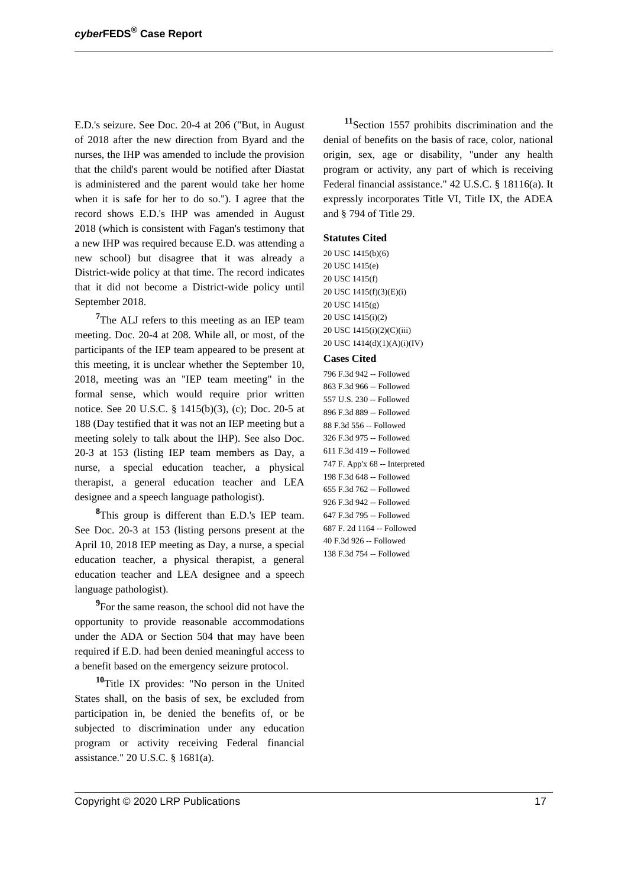E.D.'s seizure. See Doc. 20-4 at 206 ("But, in August of 2018 after the new direction from Byard and the nurses, the IHP was amended to include the provision that the child's parent would be notified after Diastat is administered and the parent would take her home when it is safe for her to do so."). I agree that the record shows E.D.'s IHP was amended in August 2018 (which is consistent with Fagan's testimony that a new IHP was required because E.D. was attending a new school) but disagree that it was already a District-wide policy at that time. The record indicates that it did not become a District-wide policy until September 2018.

[7]The ALJ refers to this meeting as an IEP team meeting. Doc. 20-4 at 208. While all, or most, of the participants of the IEP team appeared to be present at this meeting, it is unclear whether the September 10, 2018, meeting was an "IEP team meeting" in the formal sense, which would require prior written notice. See 20 U.S.C. § 1415(b)(3), (c); Doc. 20-5 at 188 (Day testified that it was not an IEP meeting but a meeting solely to talk about the IHP). See also Doc. 20-3 at 153 (listing IEP team members as Day, a nurse, a special education teacher, a physical therapist, a general education teacher and LEA designee and a speech language pathologist).

[8]This group is different than E.D.'s IEP team. See Doc. 20-3 at 153 (listing persons present at the April 10, 2018 IEP meeting as Day, a nurse, a special education teacher, a physical therapist, a general education teacher and LEA designee and a speech language pathologist).

[9]For the same reason, the school did not have the opportunity to provide reasonable accommodations under the ADA or Section 504 that may have been required if E.D. had been denied meaningful access to a benefit based on the emergency seizure protocol.

[10]Title IX provides: "No person in the United States shall, on the basis of sex, be excluded from participation in, be denied the benefits of, or be subjected to discrimination under any education program or activity receiving Federal financial assistance." 20 U.S.C. § 1681(a).

[11]Section 1557 prohibits discrimination and the denial of benefits on the basis of race, color, national origin, sex, age or disability, "under any health program or activity, any part of which is receiving Federal financial assistance." 42 U.S.C. § 18116(a). It expressly incorporates Title VI, Title IX, the ADEA and § 794 of Title 29.

**Statutes Cited**

20 USC 1415(b)(6)
20 USC 1415(e)
20 USC 1415(f)
20 USC 1415(f)(3)(E)(i)
20 USC 1415(g)
20 USC 1415(i)(2)
20 USC 1415(i)(2)(C)(iii)
20 USC 1414(d)(1)(A)(i)(IV)

**Cases Cited**

796 F.3d 942 -- Followed
863 F.3d 966 -- Followed
557 U.S. 230 -- Followed
896 F.3d 889 -- Followed
88 F.3d 556 -- Followed
326 F.3d 975 -- Followed
611 F.3d 419 -- Followed
747 F. App'x 68 -- Interpreted
198 F.3d 648 -- Followed
655 F.3d 762 -- Followed
926 F.3d 942 -- Followed
647 F.3d 795 -- Followed
687 F. 2d 1164 -- Followed
40 F.3d 926 -- Followed
138 F.3d 754 -- Followed